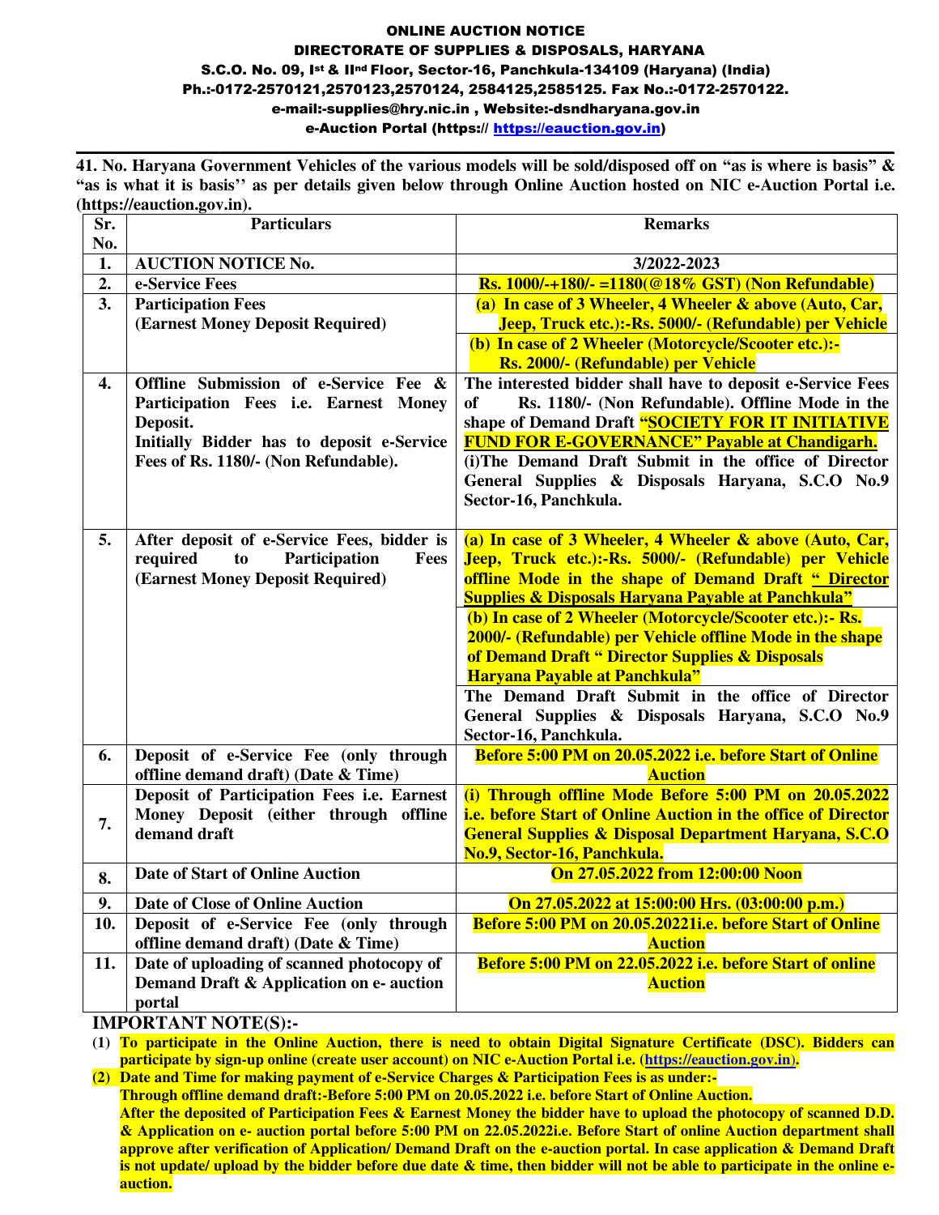# ONLINE AUCTION NOTICE

## DIRECTORATE OF SUPPLIES & DISPOSALS, HARYANA

S.C.O. No. 09, Ist & IInd Floor, Sector-16, Panchkula-134109 (Haryana) (India)
Ph.:-0172-2570121,2570123,2570124, 2584125,2585125. Fax No.:-0172-2570122.
e-mail:-supplies@hry.nic.in , Website:-dsndharyana.gov.in
e-Auction Portal (https:// https://eauction.gov.in)

**41. No. Haryana Government Vehicles of the various models will be sold/disposed off on "as is where is basis" & "as is what it is basis'' as per details given below through Online Auction hosted on NIC e-Auction Portal i.e. (https://eauction.gov.in).**

| Sr. No. | Particulars | Remarks |
|---|---|---|
| 1. | **AUCTION NOTICE No.** | **3/2022-2023** |
| 2. | **e-Service Fees** | **Rs. 1000/-+180/- =1180(@18% GST) (Non Refundable)** |
| 3. | **Participation Fees (Earnest Money Deposit Required)** | **(a) In case of 3 Wheeler, 4 Wheeler & above (Auto, Car, Jeep, Truck etc.):-Rs. 5000/- (Refundable) per Vehicle**<br>**(b) In case of 2 Wheeler (Motorcycle/Scooter etc.):- Rs. 2000/- (Refundable) per Vehicle** |
| 4. | **Offline Submission of e-Service Fee & Participation Fees i.e. Earnest Money Deposit.**<br>**Initially Bidder has to deposit e-Service Fees of Rs. 1180/- (Non Refundable).** | **The interested bidder shall have to deposit e-Service Fees of Rs. 1180/- (Non Refundable). Offline Mode in the shape of Demand Draft "SOCIETY FOR IT INITIATIVE FUND FOR E-GOVERNANCE" Payable at Chandigarh.**<br>**(i)The Demand Draft Submit in the office of Director General Supplies & Disposals Haryana, S.C.O No.9 Sector-16, Panchkula.** |
| 5. | **After deposit of e-Service Fees, bidder is required to Participation Fees (Earnest Money Deposit Required)** | **(a) In case of 3 Wheeler, 4 Wheeler & above (Auto, Car, Jeep, Truck etc.):-Rs. 5000/- (Refundable) per Vehicle offline Mode in the shape of Demand Draft " Director Supplies & Disposals Haryana Payable at Panchkula"**<br>**(b) In case of 2 Wheeler (Motorcycle/Scooter etc.):- Rs. 2000/- (Refundable) per Vehicle offline Mode in the shape of Demand Draft " Director Supplies & Disposals Haryana Payable at Panchkula"**<br>**The Demand Draft Submit in the office of Director General Supplies & Disposals Haryana, S.C.O No.9 Sector-16, Panchkula.** |
| 6. | **Deposit of e-Service Fee (only through offline demand draft) (Date & Time)** | **Before 5:00 PM on 20.05.2022 i.e. before Start of Online Auction** |
| 7. | **Deposit of Participation Fees i.e. Earnest Money Deposit (either through offline demand draft** | **(i) Through offline Mode Before 5:00 PM on 20.05.2022 i.e. before Start of Online Auction in the office of Director General Supplies & Disposal Department Haryana, S.C.O No.9, Sector-16, Panchkula.** |
| 8. | **Date of Start of Online Auction** | **On 27.05.2022 from 12:00:00 Noon** |
| 9. | **Date of Close of Online Auction** | **On 27.05.2022 at 15:00:00 Hrs. (03:00:00 p.m.)** |
| 10. | **Deposit of e-Service Fee (only through offline demand draft) (Date & Time)** | **Before 5:00 PM on 20.05.20221i.e. before Start of Online Auction** |
| 11. | **Date of uploading of scanned photocopy of Demand Draft & Application on e- auction portal** | **Before 5:00 PM on 22.05.2022 i.e. before Start of online Auction** |

**IMPORTANT NOTE(S):-**

**(1) To participate in the Online Auction, there is need to obtain Digital Signature Certificate (DSC). Bidders can participate by sign-up online (create user account) on NIC e-Auction Portal i.e. (https://eauction.gov.in).**

**(2) Date and Time for making payment of e-Service Charges & Participation Fees is as under:-**
**Through offline demand draft:-Before 5:00 PM on 20.05.2022 i.e. before Start of Online Auction.**
**After the deposited of Participation Fees & Earnest Money the bidder have to upload the photocopy of scanned D.D. & Application on e- auction portal before 5:00 PM on 22.05.2022i.e. Before Start of online Auction department shall approve after verification of Application/ Demand Draft on the e-auction portal. In case application & Demand Draft is not update/ upload by the bidder before due date & time, then bidder will not be able to participate in the online e-auction.**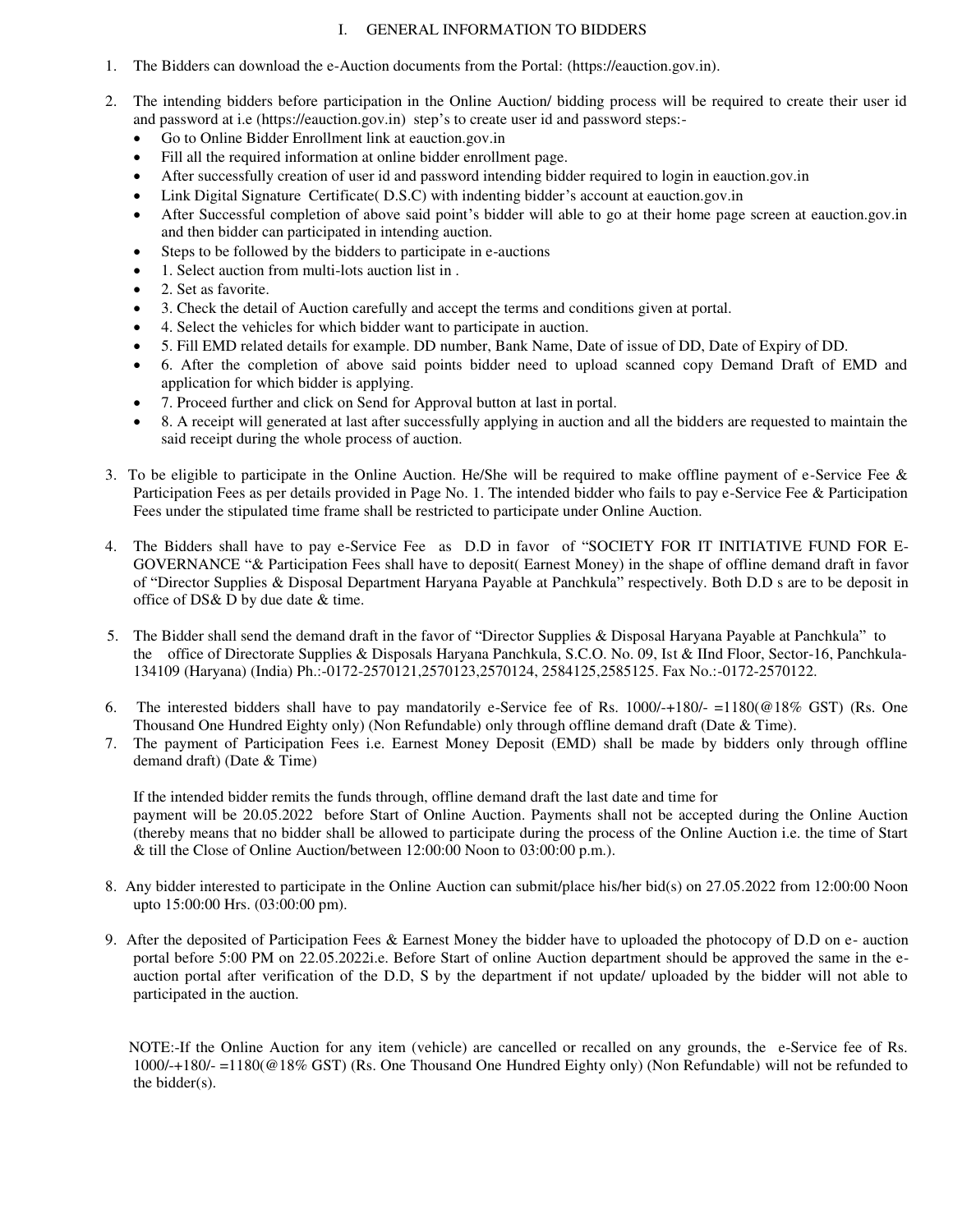## I. GENERAL INFORMATION TO BIDDERS

1. The Bidders can download the e-Auction documents from the Portal: (https://eauction.gov.in).

2. The intending bidders before participation in the Online Auction/ bidding process will be required to create their user id and password at i.e (https://eauction.gov.in) step's to create user id and password steps:-
   - Go to Online Bidder Enrollment link at eauction.gov.in
   - Fill all the required information at online bidder enrollment page.
   - After successfully creation of user id and password intending bidder required to login in eauction.gov.in
   - Link Digital Signature Certificate( D.S.C) with indenting bidder's account at eauction.gov.in
   - After Successful completion of above said point's bidder will able to go at their home page screen at eauction.gov.in and then bidder can participated in intending auction.
   - Steps to be followed by the bidders to participate in e-auctions
   - 1. Select auction from multi-lots auction list in .
   - 2. Set as favorite.
   - 3. Check the detail of Auction carefully and accept the terms and conditions given at portal.
   - 4. Select the vehicles for which bidder want to participate in auction.
   - 5. Fill EMD related details for example. DD number, Bank Name, Date of issue of DD, Date of Expiry of DD.
   - 6. After the completion of above said points bidder need to upload scanned copy Demand Draft of EMD and application for which bidder is applying.
   - 7. Proceed further and click on Send for Approval button at last in portal.
   - 8. A receipt will generated at last after successfully applying in auction and all the bidders are requested to maintain the said receipt during the whole process of auction.

3. To be eligible to participate in the Online Auction. He/She will be required to make offline payment of e-Service Fee & Participation Fees as per details provided in Page No. 1. The intended bidder who fails to pay e-Service Fee & Participation Fees under the stipulated time frame shall be restricted to participate under Online Auction.

4. The Bidders shall have to pay e-Service Fee as D.D in favor of "SOCIETY FOR IT INITIATIVE FUND FOR E-GOVERNANCE "& Participation Fees shall have to deposit( Earnest Money) in the shape of offline demand draft in favor of "Director Supplies & Disposal Department Haryana Payable at Panchkula" respectively. Both D.D s are to be deposit in office of DS& D by due date & time.

5. The Bidder shall send the demand draft in the favor of "Director Supplies & Disposal Haryana Payable at Panchkula" to the office of Directorate Supplies & Disposals Haryana Panchkula, S.C.O. No. 09, Ist & IInd Floor, Sector-16, Panchkula-134109 (Haryana) (India) Ph.:-0172-2570121,2570123,2570124, 2584125,2585125. Fax No.:-0172-2570122.

6. The interested bidders shall have to pay mandatorily e-Service fee of Rs. 1000/-+180/- =1180(@18% GST) (Rs. One Thousand One Hundred Eighty only) (Non Refundable) only through offline demand draft (Date & Time).

7. The payment of Participation Fees i.e. Earnest Money Deposit (EMD) shall be made by bidders only through offline demand draft) (Date & Time)

   If the intended bidder remits the funds through, offline demand draft the last date and time for payment will be 20.05.2022 before Start of Online Auction. Payments shall not be accepted during the Online Auction (thereby means that no bidder shall be allowed to participate during the process of the Online Auction i.e. the time of Start & till the Close of Online Auction/between 12:00:00 Noon to 03:00:00 p.m.).

8. Any bidder interested to participate in the Online Auction can submit/place his/her bid(s) on 27.05.2022 from 12:00:00 Noon upto 15:00:00 Hrs. (03:00:00 pm).

9. After the deposited of Participation Fees & Earnest Money the bidder have to uploaded the photocopy of D.D on e- auction portal before 5:00 PM on 22.05.2022i.e. Before Start of online Auction department should be approved the same in the e-auction portal after verification of the D.D, S by the department if not update/ uploaded by the bidder will not able to participated in the auction.

NOTE:-If the Online Auction for any item (vehicle) are cancelled or recalled on any grounds, the e-Service fee of Rs. 1000/-+180/- =1180(@18% GST) (Rs. One Thousand One Hundred Eighty only) (Non Refundable) will not be refunded to the bidder(s).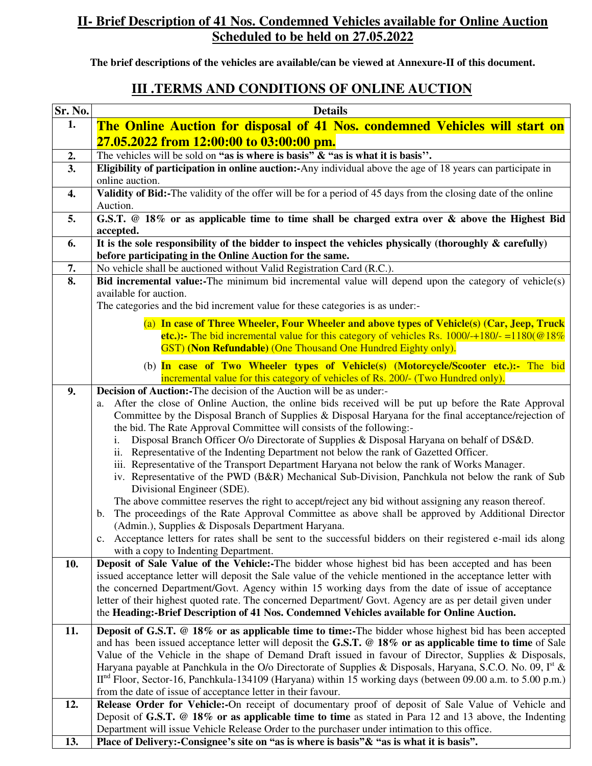## II- Brief Description of 41 Nos. Condemned Vehicles available for Online Auction Scheduled to be held on 27.05.2022

**The brief descriptions of the vehicles are available/can be viewed at Annexure-II of this document.**

## III .TERMS AND CONDITIONS OF ONLINE AUCTION

| Sr. No. | Details |
|---|---|
| **1.** | **The Online Auction for disposal of 41 Nos. condemned Vehicles will start on 27.05.2022 from 12:00:00 to 03:00:00 pm.** |
| **2.** | The vehicles will be sold on **"as is where is basis" & "as is what it is basis''.** |
| **3.** | **Eligibility of participation in online auction:-**Any individual above the age of 18 years can participate in online auction. |
| **4.** | **Validity of Bid:-**The validity of the offer will be for a period of 45 days from the closing date of the online Auction. |
| **5.** | **G.S.T. @ 18% or as applicable time to time shall be charged extra over & above the Highest Bid accepted.** |
| **6.** | **It is the sole responsibility of the bidder to inspect the vehicles physically (thoroughly & carefully) before participating in the Online Auction for the same.** |
| **7.** | No vehicle shall be auctioned without Valid Registration Card (R.C.). |
| **8.** | **Bid incremental value:-**The minimum bid incremental value will depend upon the category of vehicle(s) available for auction.<br>The categories and the bid increment value for these categories is as under:-<br>(a) **In case of Three Wheeler, Four Wheeler and above types of Vehicle(s) (Car, Jeep, Truck etc.):-** The bid incremental value for this category of vehicles Rs. 1000/-+180/- =1180(@18% GST) **(Non Refundable)** (One Thousand One Hundred Eighty only).<br>(b) **In case of Two Wheeler types of Vehicle(s) (Motorcycle/Scooter etc.):-** The bid incremental value for this category of vehicles of Rs. 200/- (Two Hundred only). |
| **9.** | **Decision of Auction:-**The decision of the Auction will be as under:-<br>a. After the close of Online Auction, the online bids received will be put up before the Rate Approval Committee by the Disposal Branch of Supplies & Disposal Haryana for the final acceptance/rejection of the bid. The Rate Approval Committee will consists of the following:-<br>i. Disposal Branch Officer O/o Directorate of Supplies & Disposal Haryana on behalf of DS&D.<br>ii. Representative of the Indenting Department not below the rank of Gazetted Officer.<br>iii. Representative of the Transport Department Haryana not below the rank of Works Manager.<br>iv. Representative of the PWD (B&R) Mechanical Sub-Division, Panchkula not below the rank of Sub Divisional Engineer (SDE).<br>The above committee reserves the right to accept/reject any bid without assigning any reason thereof.<br>b. The proceedings of the Rate Approval Committee as above shall be approved by Additional Director (Admin.), Supplies & Disposals Department Haryana.<br>c. Acceptance letters for rates shall be sent to the successful bidders on their registered e-mail ids along with a copy to Indenting Department. |
| **10.** | **Deposit of Sale Value of the Vehicle:-**The bidder whose highest bid has been accepted and has been issued acceptance letter will deposit the Sale value of the vehicle mentioned in the acceptance letter with the concerned Department/Govt. Agency within 15 working days from the date of issue of acceptance letter of their highest quoted rate. The concerned Department/ Govt. Agency are as per detail given under the **Heading:-Brief Description of 41 Nos. Condemned Vehicles available for Online Auction.** |
| **11.** | **Deposit of G.S.T. @ 18% or as applicable time to time:-**The bidder whose highest bid has been accepted and has been issued acceptance letter will deposit the **G.S.T. @ 18% or as applicable time to time** of Sale Value of the Vehicle in the shape of Demand Draft issued in favour of Director, Supplies & Disposals, Haryana payable at Panchkula in the O/o Directorate of Supplies & Disposals, Haryana, S.C.O. No. 09, Ist & IInd Floor, Sector-16, Panchkula-134109 (Haryana) within 15 working days (between 09.00 a.m. to 5.00 p.m.) from the date of issue of acceptance letter in their favour. |
| **12.** | **Release Order for Vehicle:-**On receipt of documentary proof of deposit of Sale Value of Vehicle and Deposit of **G.S.T. @ 18% or as applicable time to time** as stated in Para 12 and 13 above, the Indenting Department will issue Vehicle Release Order to the purchaser under intimation to this office. |
| **13.** | **Place of Delivery:-Consignee's site on "as is where is basis"& "as is what it is basis".** |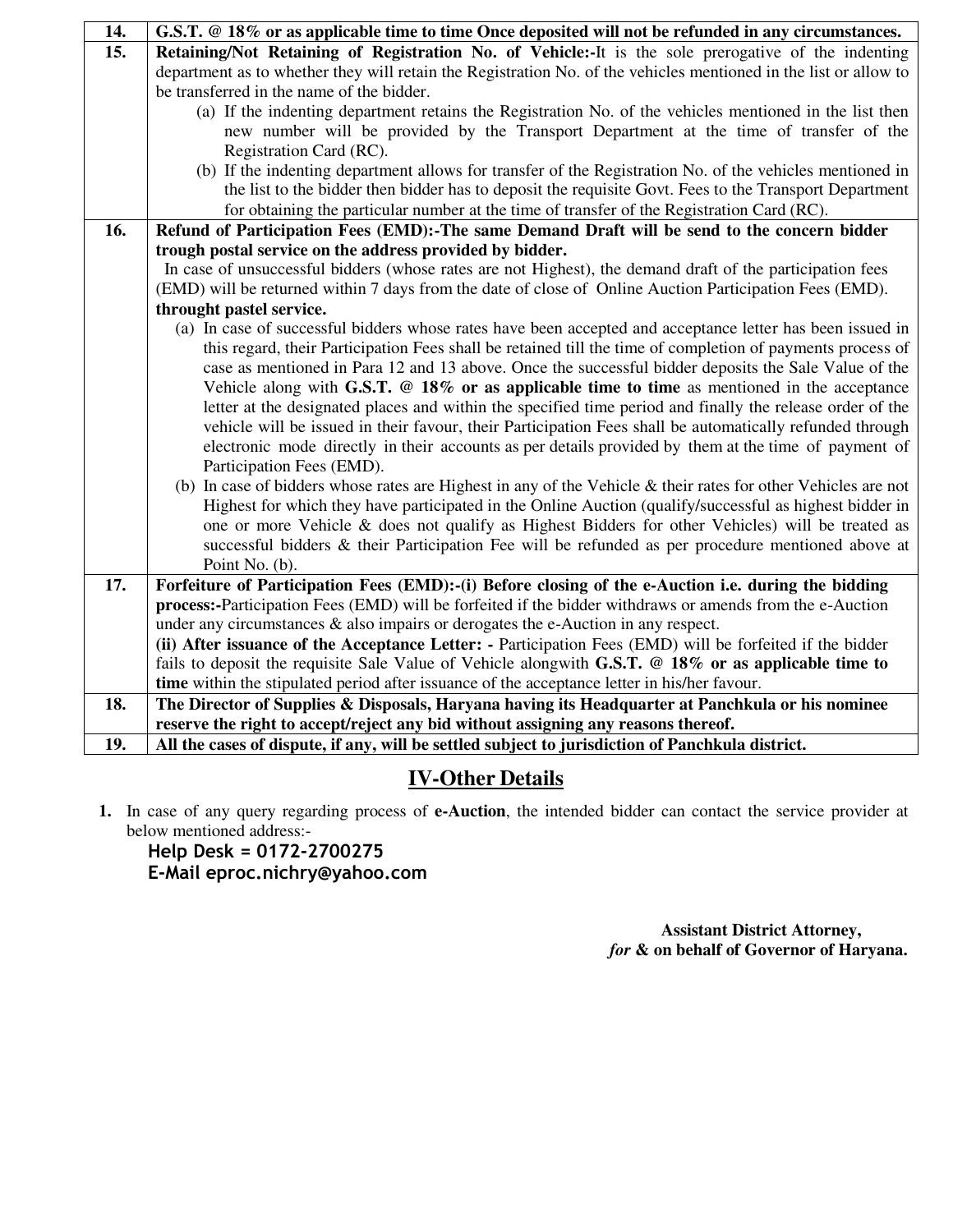| 14. | **G.S.T. @ 18% or as applicable time to time Once deposited will not be refunded in any circumstances.** |
|---|---|
| 15. | **Retaining/Not Retaining of Registration No. of Vehicle:-**It is the sole prerogative of the indenting department as to whether they will retain the Registration No. of the vehicles mentioned in the list or allow to be transferred in the name of the bidder.<br>(a) If the indenting department retains the Registration No. of the vehicles mentioned in the list then new number will be provided by the Transport Department at the time of transfer of the Registration Card (RC).<br>(b) If the indenting department allows for transfer of the Registration No. of the vehicles mentioned in the list to the bidder then bidder has to deposit the requisite Govt. Fees to the Transport Department for obtaining the particular number at the time of transfer of the Registration Card (RC). |
| 16. | **Refund of Participation Fees (EMD):-The same Demand Draft will be send to the concern bidder trough postal service on the address provided by bidder.**<br>In case of unsuccessful bidders (whose rates are not Highest), the demand draft of the participation fees (EMD) will be returned within 7 days from the date of close of Online Auction Participation Fees (EMD). **throught pastel service.**<br>(a) In case of successful bidders whose rates have been accepted and acceptance letter has been issued in this regard, their Participation Fees shall be retained till the time of completion of payments process of case as mentioned in Para 12 and 13 above. Once the successful bidder deposits the Sale Value of the Vehicle along with **G.S.T. @ 18% or as applicable time to time** as mentioned in the acceptance letter at the designated places and within the specified time period and finally the release order of the vehicle will be issued in their favour, their Participation Fees shall be automatically refunded through electronic mode directly in their accounts as per details provided by them at the time of payment of Participation Fees (EMD).<br>(b) In case of bidders whose rates are Highest in any of the Vehicle & their rates for other Vehicles are not Highest for which they have participated in the Online Auction (qualify/successful as highest bidder in one or more Vehicle & does not qualify as Highest Bidders for other Vehicles) will be treated as successful bidders & their Participation Fee will be refunded as per procedure mentioned above at Point No. (b). |
| 17. | **Forfeiture of Participation Fees (EMD):-(i) Before closing of the e-Auction i.e. during the bidding process:-**Participation Fees (EMD) will be forfeited if the bidder withdraws or amends from the e-Auction under any circumstances & also impairs or derogates the e-Auction in any respect.<br>**(ii) After issuance of the Acceptance Letter: -** Participation Fees (EMD) will be forfeited if the bidder fails to deposit the requisite Sale Value of Vehicle alongwith **G.S.T. @ 18% or as applicable time to time** within the stipulated period after issuance of the acceptance letter in his/her favour. |
| 18. | **The Director of Supplies & Disposals, Haryana having its Headquarter at Panchkula or his nominee reserve the right to accept/reject any bid without assigning any reasons thereof.** |
| 19. | **All the cases of dispute, if any, will be settled subject to jurisdiction of Panchkula district.** |

## IV-Other Details

1. In case of any query regarding process of **e-Auction**, the intended bidder can contact the service provider at below mentioned address:-

   **Help Desk = 0172-2700275**
   **E-Mail eproc.nichry@yahoo.com**

**Assistant District Attorney,**
***for* & on behalf of Governor of Haryana.**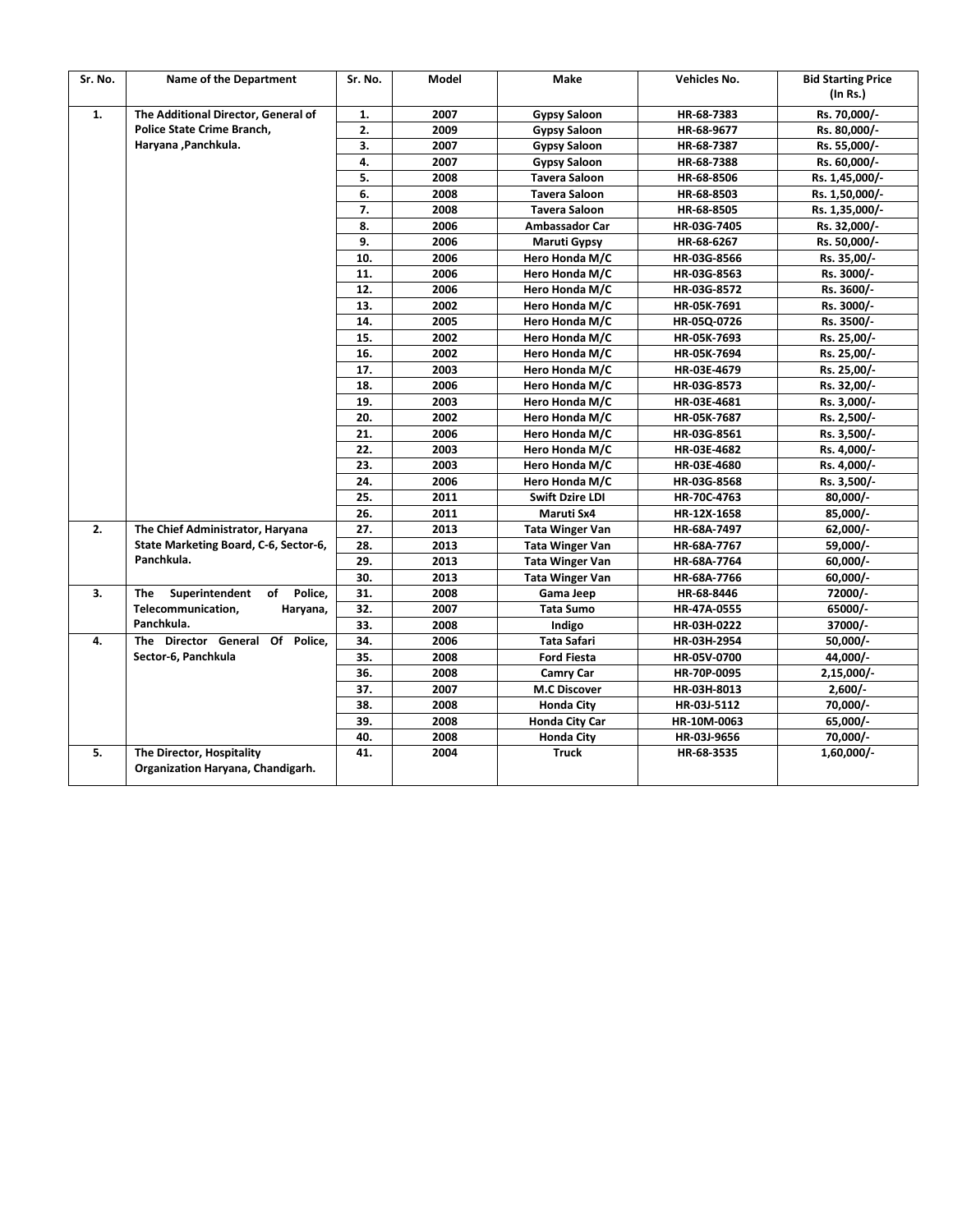| Sr. No. | Name of the Department | Sr. No. | Model | Make | Vehicles No. | Bid Starting Price (In Rs.) |
|---|---|---|---|---|---|---|
| 1. | The Additional Director, General of Police State Crime Branch, Haryana ,Panchkula. | 1. | 2007 | Gypsy Saloon | HR-68-7383 | Rs. 70,000/- |
| | | 2. | 2009 | Gypsy Saloon | HR-68-9677 | Rs. 80,000/- |
| | | 3. | 2007 | Gypsy Saloon | HR-68-7387 | Rs. 55,000/- |
| | | 4. | 2007 | Gypsy Saloon | HR-68-7388 | Rs. 60,000/- |
| | | 5. | 2008 | Tavera Saloon | HR-68-8506 | Rs. 1,45,000/- |
| | | 6. | 2008 | Tavera Saloon | HR-68-8503 | Rs. 1,50,000/- |
| | | 7. | 2008 | Tavera Saloon | HR-68-8505 | Rs. 1,35,000/- |
| | | 8. | 2006 | Ambassador Car | HR-03G-7405 | Rs. 32,000/- |
| | | 9. | 2006 | Maruti Gypsy | HR-68-6267 | Rs. 50,000/- |
| | | 10. | 2006 | Hero Honda M/C | HR-03G-8566 | Rs. 35,00/- |
| | | 11. | 2006 | Hero Honda M/C | HR-03G-8563 | Rs. 3000/- |
| | | 12. | 2006 | Hero Honda M/C | HR-03G-8572 | Rs. 3600/- |
| | | 13. | 2002 | Hero Honda M/C | HR-05K-7691 | Rs. 3000/- |
| | | 14. | 2005 | Hero Honda M/C | HR-05Q-0726 | Rs. 3500/- |
| | | 15. | 2002 | Hero Honda M/C | HR-05K-7693 | Rs. 25,00/- |
| | | 16. | 2002 | Hero Honda M/C | HR-05K-7694 | Rs. 25,00/- |
| | | 17. | 2003 | Hero Honda M/C | HR-03E-4679 | Rs. 25,00/- |
| | | 18. | 2006 | Hero Honda M/C | HR-03G-8573 | Rs. 32,00/- |
| | | 19. | 2003 | Hero Honda M/C | HR-03E-4681 | Rs. 3,000/- |
| | | 20. | 2002 | Hero Honda M/C | HR-05K-7687 | Rs. 2,500/- |
| | | 21. | 2006 | Hero Honda M/C | HR-03G-8561 | Rs. 3,500/- |
| | | 22. | 2003 | Hero Honda M/C | HR-03E-4682 | Rs. 4,000/- |
| | | 23. | 2003 | Hero Honda M/C | HR-03E-4680 | Rs. 4,000/- |
| | | 24. | 2006 | Hero Honda M/C | HR-03G-8568 | Rs. 3,500/- |
| | | 25. | 2011 | Swift Dzire LDI | HR-70C-4763 | 80,000/- |
| | | 26. | 2011 | Maruti Sx4 | HR-12X-1658 | 85,000/- |
| 2. | The Chief Administrator, Haryana State Marketing Board, C-6, Sector-6, Panchkula. | 27. | 2013 | Tata Winger Van | HR-68A-7497 | 62,000/- |
| | | 28. | 2013 | Tata Winger Van | HR-68A-7767 | 59,000/- |
| | | 29. | 2013 | Tata Winger Van | HR-68A-7764 | 60,000/- |
| | | 30. | 2013 | Tata Winger Van | HR-68A-7766 | 60,000/- |
| 3. | The Superintendent of Police, Telecommunication, Haryana, Panchkula. | 31. | 2008 | Gama Jeep | HR-68-8446 | 72000/- |
| | | 32. | 2007 | Tata Sumo | HR-47A-0555 | 65000/- |
| | | 33. | 2008 | Indigo | HR-03H-0222 | 37000/- |
| 4. | The Director General Of Police, Sector-6, Panchkula | 34. | 2006 | Tata Safari | HR-03H-2954 | 50,000/- |
| | | 35. | 2008 | Ford Fiesta | HR-05V-0700 | 44,000/- |
| | | 36. | 2008 | Camry Car | HR-70P-0095 | 2,15,000/- |
| | | 37. | 2007 | M.C Discover | HR-03H-8013 | 2,600/- |
| | | 38. | 2008 | Honda City | HR-03J-5112 | 70,000/- |
| | | 39. | 2008 | Honda City Car | HR-10M-0063 | 65,000/- |
| | | 40. | 2008 | Honda City | HR-03J-9656 | 70,000/- |
| 5. | The Director, Hospitality Organization Haryana, Chandigarh. | 41. | 2004 | Truck | HR-68-3535 | 1,60,000/- |